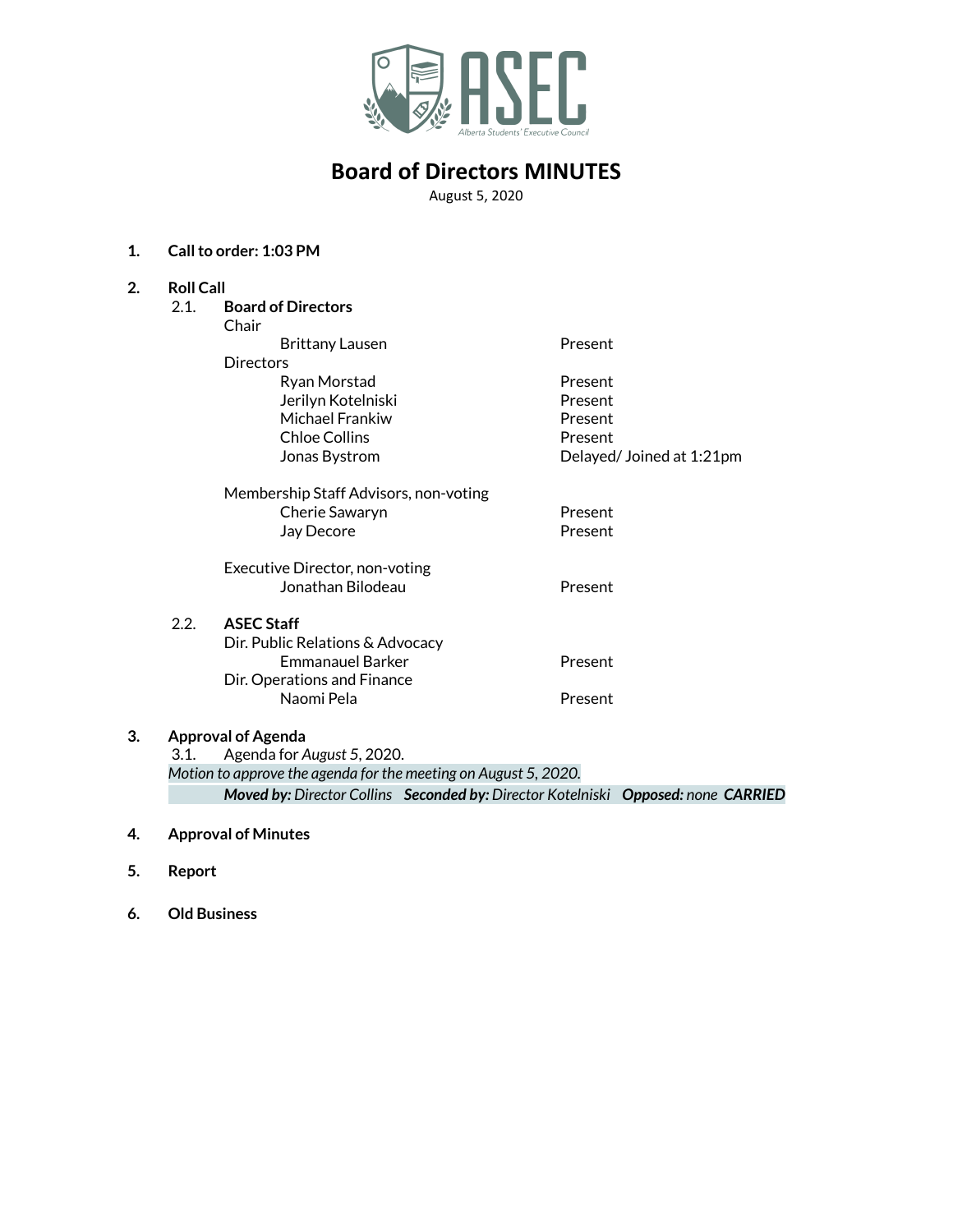# Board of Directors MINUTES

August 5, 2020

1. **Call to order: 1:03 PM**

2. **Roll Call**

   2.1. **Board of Directors**

   Chair

   | Name | Status |
   |---|---|
   | Brittany Lausen | Present |

   Directors

   | Name | Status |
   |---|---|
   | Ryan Morstad | Present |
   | Jerilyn Kotelniski | Present |
   | Michael Frankiw | Present |
   | Chloe Collins | Present |
   | Jonas Bystrom | Delayed/ Joined at 1:21pm |

   Membership Staff Advisors, non-voting

   | Name | Status |
   |---|---|
   | Cherie Sawaryn | Present |
   | Jay Decore | Present |

   Executive Director, non-voting

   | Name | Status |
   |---|---|
   | Jonathan Bilodeau | Present |

   2.2. **ASEC Staff**

   Dir. Public Relations & Advocacy

   | Name | Status |
   |---|---|
   | Emmanauel Barker | Present |

   Dir. Operations and Finance

   | Name | Status |
   |---|---|
   | Naomi Pela | Present |

3. **Approval of Agenda**

   3.1. Agenda for *August 5*, 2020.

   *Motion to approve the agenda for the meeting on August 5, 2020.*

   ***Moved by:*** *Director Collins* ***Seconded by:*** *Director Kotelniski* ***Opposed:*** *none* ***CARRIED***

4. **Approval of Minutes**

5. **Report**

6. **Old Business**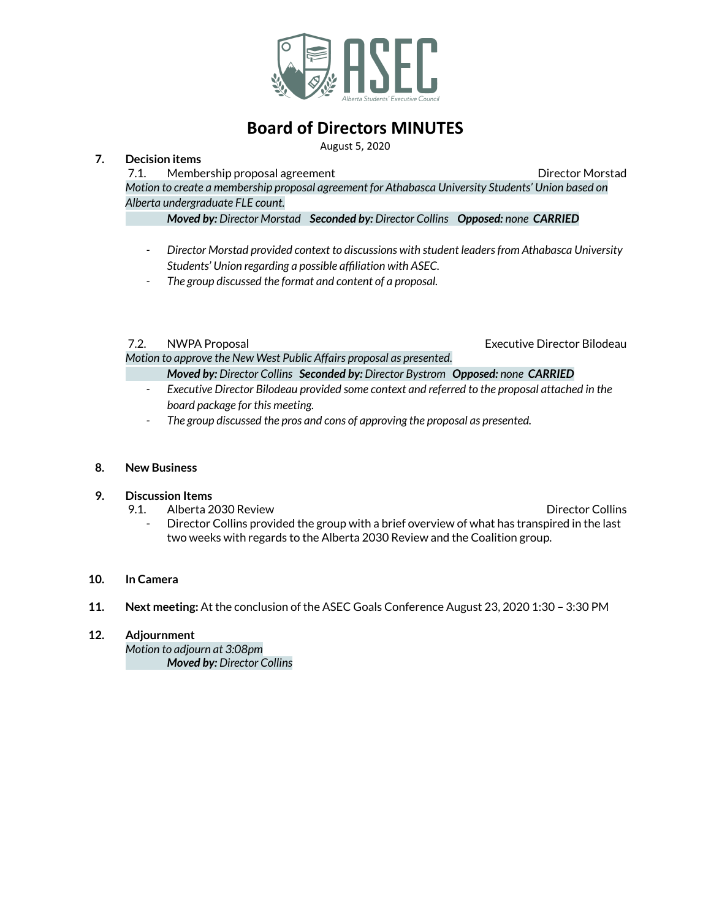# Board of Directors MINUTES

August 5, 2020

**7. Decision items**

7.1. Membership proposal agreement — Director Morstad

*Motion to create a membership proposal agreement for Athabasca University Students' Union based on Alberta undergraduate FLE count.*

***Moved by:*** *Director Morstad* ***Seconded by:*** *Director Collins* ***Opposed:*** *none* ***CARRIED***

- *Director Morstad provided context to discussions with student leaders from Athabasca University Students' Union regarding a possible affiliation with ASEC.*
- *The group discussed the format and content of a proposal.*

7.2. NWPA Proposal — Executive Director Bilodeau

*Motion to approve the New West Public Affairs proposal as presented.*

***Moved by:*** *Director Collins* ***Seconded by:*** *Director Bystrom* ***Opposed:*** *none* ***CARRIED***

- *Executive Director Bilodeau provided some context and referred to the proposal attached in the board package for this meeting.*
- *The group discussed the pros and cons of approving the proposal as presented.*

**8. New Business**

**9. Discussion Items**

9.1. Alberta 2030 Review — Director Collins

- Director Collins provided the group with a brief overview of what has transpired in the last two weeks with regards to the Alberta 2030 Review and the Coalition group.

**10. In Camera**

**11. Next meeting:** At the conclusion of the ASEC Goals Conference August 23, 2020 1:30 – 3:30 PM

**12. Adjournment**

*Motion to adjourn at 3:08pm*

***Moved by:*** *Director Collins*